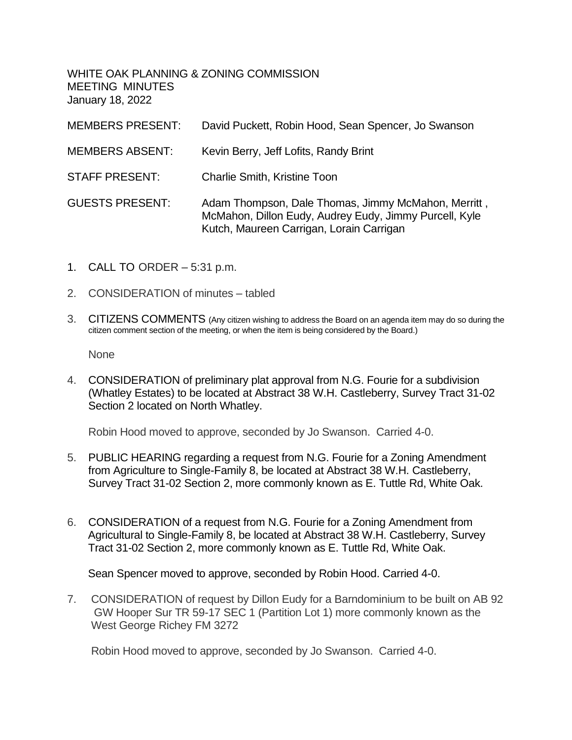WHITE OAK PLANNING & ZONING COMMISSION
MEETING MINUTES
January 18, 2022

MEMBERS PRESENT: David Puckett, Robin Hood, Sean Spencer, Jo Swanson

MEMBERS ABSENT: Kevin Berry, Jeff Lofits, Randy Brint

STAFF PRESENT: Charlie Smith, Kristine Toon

GUESTS PRESENT: Adam Thompson, Dale Thomas, Jimmy McMahon, Merritt , McMahon, Dillon Eudy, Audrey Eudy, Jimmy Purcell, Kyle Kutch, Maureen Carrigan, Lorain Carrigan

1. CALL TO ORDER – 5:31 p.m.

2. CONSIDERATION of minutes – tabled

3. CITIZENS COMMENTS (Any citizen wishing to address the Board on an agenda item may do so during the citizen comment section of the meeting, or when the item is being considered by the Board.)

   None

4. CONSIDERATION of preliminary plat approval from N.G. Fourie for a subdivision (Whatley Estates) to be located at Abstract 38 W.H. Castleberry, Survey Tract 31-02 Section 2 located on North Whatley.

   Robin Hood moved to approve, seconded by Jo Swanson. Carried 4-0.

5. PUBLIC HEARING regarding a request from N.G. Fourie for a Zoning Amendment from Agriculture to Single-Family 8, be located at Abstract 38 W.H. Castleberry, Survey Tract 31-02 Section 2, more commonly known as E. Tuttle Rd, White Oak.

6. CONSIDERATION of a request from N.G. Fourie for a Zoning Amendment from Agricultural to Single-Family 8, be located at Abstract 38 W.H. Castleberry, Survey Tract 31-02 Section 2, more commonly known as E. Tuttle Rd, White Oak.

   Sean Spencer moved to approve, seconded by Robin Hood. Carried 4-0.

7. CONSIDERATION of request by Dillon Eudy for a Barndominium to be built on AB 92 GW Hooper Sur TR 59-17 SEC 1 (Partition Lot 1) more commonly known as the West George Richey FM 3272

   Robin Hood moved to approve, seconded by Jo Swanson. Carried 4-0.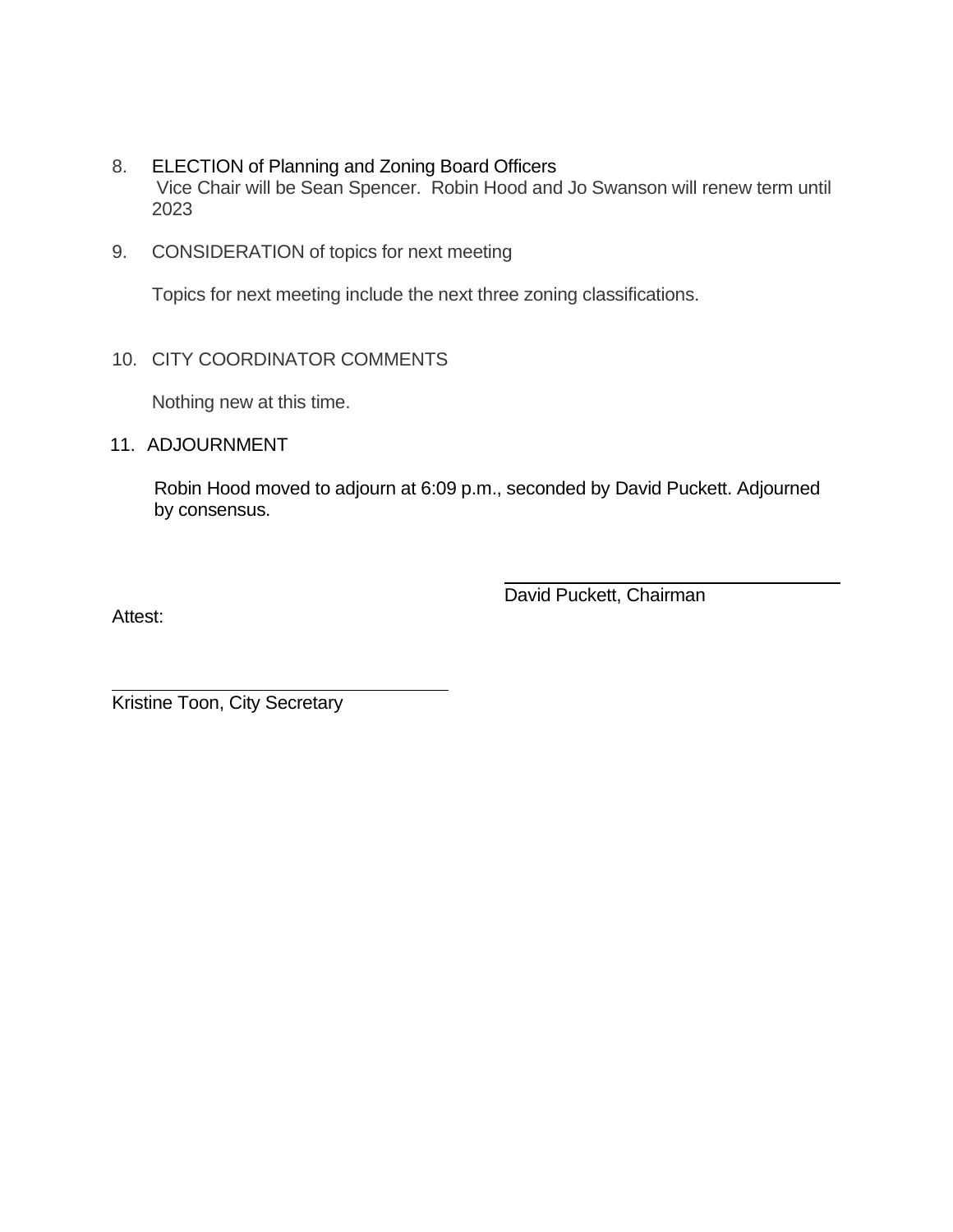8. ELECTION of Planning and Zoning Board Officers
   Vice Chair will be Sean Spencer. Robin Hood and Jo Swanson will renew term until 2023

9. CONSIDERATION of topics for next meeting

   Topics for next meeting include the next three zoning classifications.

10. CITY COORDINATOR COMMENTS

    Nothing new at this time.

11. ADJOURNMENT

    Robin Hood moved to adjourn at 6:09 p.m., seconded by David Puckett. Adjourned by consensus.

\_\_\_\_\_\_\_\_\_\_\_\_\_\_\_\_\_\_\_\_\_\_\_\_\_\_\_\_\_\_
David Puckett, Chairman

Attest:

\_\_\_\_\_\_\_\_\_\_\_\_\_\_\_\_\_\_\_\_\_\_\_\_\_\_\_\_\_\_
Kristine Toon, City Secretary